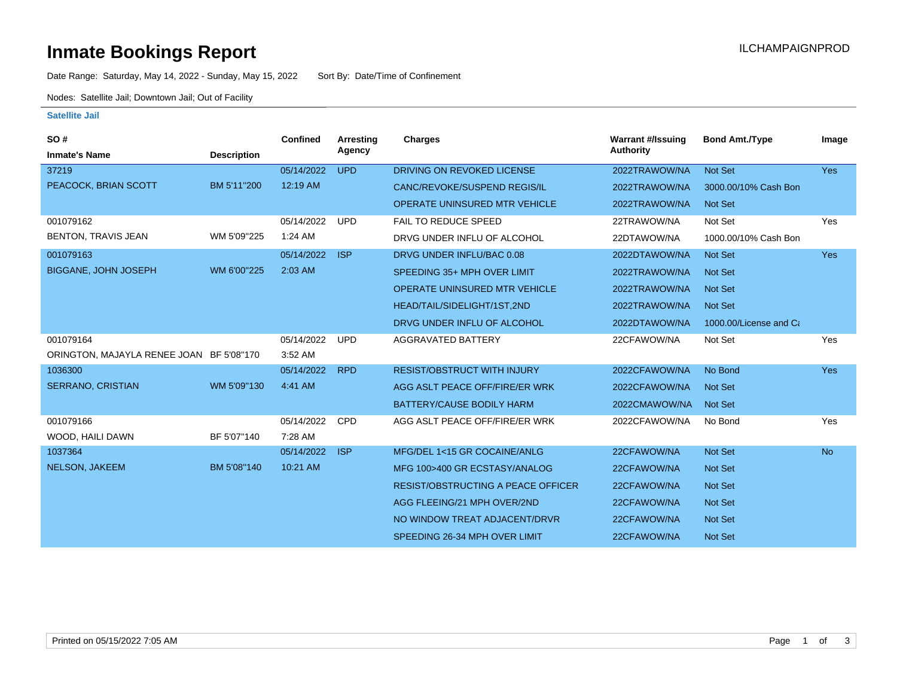# Inmate Bookings Report

ILCHAMPAIGNPROD

Date Range: Saturday, May 14, 2022 - Sunday, May 15, 2022 Sort By: Date/Time of Confinement

Nodes: Satellite Jail; Downtown Jail; Out of Facility

### Satellite Jail

| SO # / Inmate's Name | Description | Confined | Arresting Agency | Charges | Warrant #/Issuing Authority | Bond Amt./Type | Image |
|---|---|---|---|---|---|---|---|
| 37219 | | 05/14/2022 | UPD | DRIVING ON REVOKED LICENSE | 2022TRAWOW/NA | Not Set | Yes |
| PEACOCK, BRIAN SCOTT | BM 5'11"200 | 12:19 AM | | CANC/REVOKE/SUSPEND REGIS/IL | 2022TRAWOW/NA | 3000.00/10% Cash Bon | |
| | | | | OPERATE UNINSURED MTR VEHICLE | 2022TRAWOW/NA | Not Set | |
| 001079162 | | 05/14/2022 | UPD | FAIL TO REDUCE SPEED | 22TRAWOW/NA | Not Set | Yes |
| BENTON, TRAVIS JEAN | WM 5'09"225 | 1:24 AM | | DRVG UNDER INFLU OF ALCOHOL | 22DTAWOW/NA | 1000.00/10% Cash Bon | |
| 001079163 | | 05/14/2022 | ISP | DRVG UNDER INFLU/BAC 0.08 | 2022DTAWOW/NA | Not Set | Yes |
| BIGGANE, JOHN JOSEPH | WM 6'00"225 | 2:03 AM | | SPEEDING 35+ MPH OVER LIMIT | 2022TRAWOW/NA | Not Set | |
| | | | | OPERATE UNINSURED MTR VEHICLE | 2022TRAWOW/NA | Not Set | |
| | | | | HEAD/TAIL/SIDELIGHT/1ST,2ND | 2022TRAWOW/NA | Not Set | |
| | | | | DRVG UNDER INFLU OF ALCOHOL | 2022DTAWOW/NA | 1000.00/License and Ca | |
| 001079164 | | 05/14/2022 | UPD | AGGRAVATED BATTERY | 22CFAWOW/NA | Not Set | Yes |
| ORINGTON, MAJAYLA RENEE JOAN | BF 5'08"170 | 3:52 AM | | | | | |
| 1036300 | | 05/14/2022 | RPD | RESIST/OBSTRUCT WITH INJURY | 2022CFAWOW/NA | No Bond | Yes |
| SERRANO, CRISTIAN | WM 5'09"130 | 4:41 AM | | AGG ASLT PEACE OFF/FIRE/ER WRK | 2022CFAWOW/NA | Not Set | |
| | | | | BATTERY/CAUSE BODILY HARM | 2022CMAWOW/NA | Not Set | |
| 001079166 | | 05/14/2022 | CPD | AGG ASLT PEACE OFF/FIRE/ER WRK | 2022CFAWOW/NA | No Bond | Yes |
| WOOD, HAILI DAWN | BF 5'07"140 | 7:28 AM | | | | | |
| 1037364 | | 05/14/2022 | ISP | MFG/DEL 1<15 GR COCAINE/ANLG | 22CFAWOW/NA | Not Set | No |
| NELSON, JAKEEM | BM 5'08"140 | 10:21 AM | | MFG 100>400 GR ECSTASY/ANALOG | 22CFAWOW/NA | Not Set | |
| | | | | RESIST/OBSTRUCTING A PEACE OFFICER | 22CFAWOW/NA | Not Set | |
| | | | | AGG FLEEING/21 MPH OVER/2ND | 22CFAWOW/NA | Not Set | |
| | | | | NO WINDOW TREAT ADJACENT/DRVR | 22CFAWOW/NA | Not Set | |
| | | | | SPEEDING 26-34 MPH OVER LIMIT | 22CFAWOW/NA | Not Set | |

Printed on 05/15/2022 7:05 AM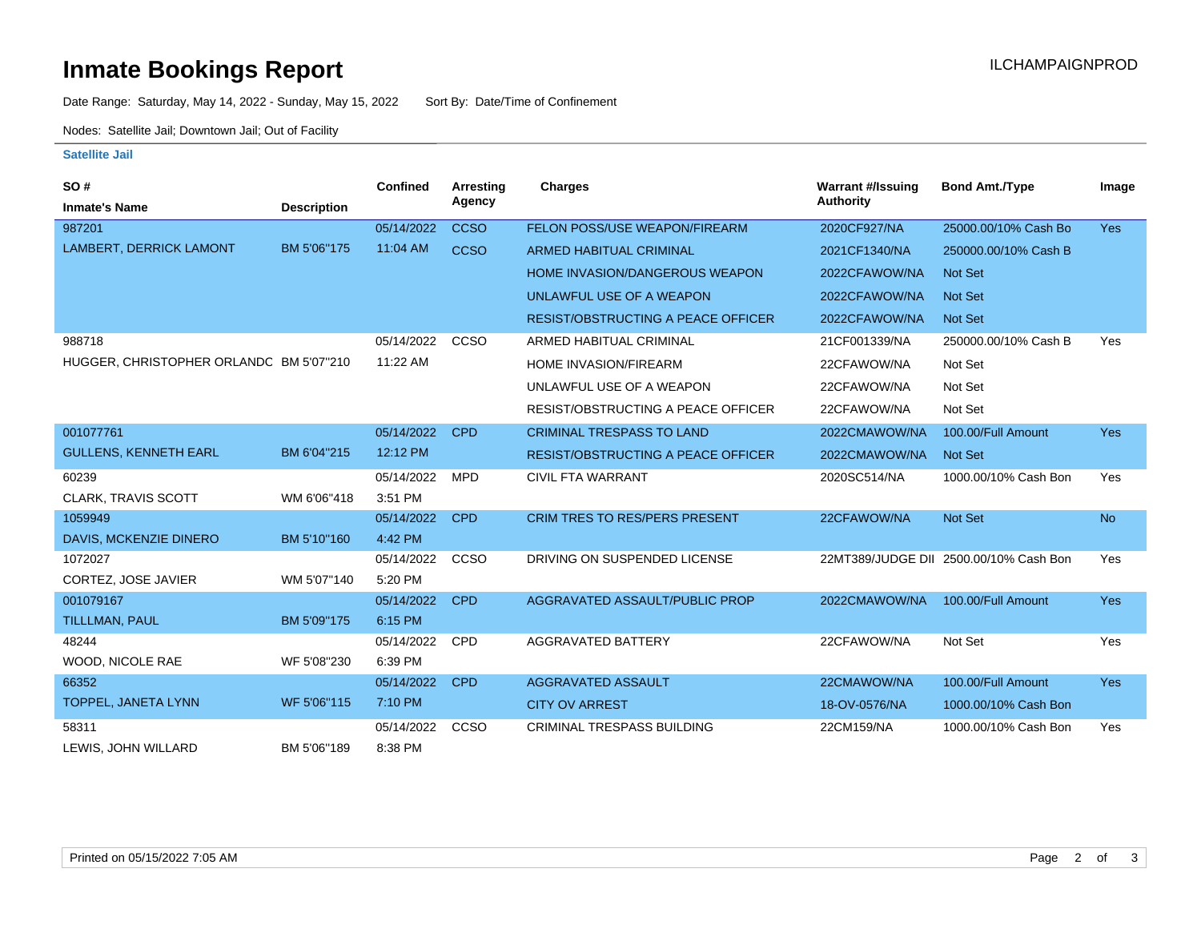# Inmate Bookings Report

ILCHAMPAIGNPROD

Date Range: Saturday, May 14, 2022 - Sunday, May 15, 2022 Sort By: Date/Time of Confinement

Nodes: Satellite Jail; Downtown Jail; Out of Facility

### Satellite Jail

| SO # / Inmate's Name | Description | Confined | Arresting Agency | Charges | Warrant #/Issuing Authority | Bond Amt./Type | Image |
|---|---|---|---|---|---|---|---|
| 987201 | | 05/14/2022 | CCSO | FELON POSS/USE WEAPON/FIREARM | 2020CF927/NA | 25000.00/10% Cash Bo | Yes |
| LAMBERT, DERRICK LAMONT | BM 5'06"175 | 11:04 AM | CCSO | ARMED HABITUAL CRIMINAL | 2021CF1340/NA | 250000.00/10% Cash B | |
| | | | | HOME INVASION/DANGEROUS WEAPON | 2022CFAWOW/NA | Not Set | |
| | | | | UNLAWFUL USE OF A WEAPON | 2022CFAWOW/NA | Not Set | |
| | | | | RESIST/OBSTRUCTING A PEACE OFFICER | 2022CFAWOW/NA | Not Set | |
| 988718 | | 05/14/2022 | CCSO | ARMED HABITUAL CRIMINAL | 21CF001339/NA | 250000.00/10% Cash B | Yes |
| HUGGER, CHRISTOPHER ORLANDC | BM 5'07"210 | 11:22 AM | | HOME INVASION/FIREARM | 22CFAWOW/NA | Not Set | |
| | | | | UNLAWFUL USE OF A WEAPON | 22CFAWOW/NA | Not Set | |
| | | | | RESIST/OBSTRUCTING A PEACE OFFICER | 22CFAWOW/NA | Not Set | |
| 001077761 | | 05/14/2022 | CPD | CRIMINAL TRESPASS TO LAND | 2022CMAWOW/NA | 100.00/Full Amount | Yes |
| GULLENS, KENNETH EARL | BM 6'04"215 | 12:12 PM | | RESIST/OBSTRUCTING A PEACE OFFICER | 2022CMAWOW/NA | Not Set | |
| 60239 | | 05/14/2022 | MPD | CIVIL FTA WARRANT | 2020SC514/NA | 1000.00/10% Cash Bon | Yes |
| CLARK, TRAVIS SCOTT | WM 6'06"418 | 3:51 PM | | | | | |
| 1059949 | | 05/14/2022 | CPD | CRIM TRES TO RES/PERS PRESENT | 22CFAWOW/NA | Not Set | No |
| DAVIS, MCKENZIE DINERO | BM 5'10"160 | 4:42 PM | | | | | |
| 1072027 | | 05/14/2022 | CCSO | DRIVING ON SUSPENDED LICENSE | 22MT389/JUDGE DII | 2500.00/10% Cash Bon | Yes |
| CORTEZ, JOSE JAVIER | WM 5'07"140 | 5:20 PM | | | | | |
| 001079167 | | 05/14/2022 | CPD | AGGRAVATED ASSAULT/PUBLIC PROP | 2022CMAWOW/NA | 100.00/Full Amount | Yes |
| TILLLMAN, PAUL | BM 5'09"175 | 6:15 PM | | | | | |
| 48244 | | 05/14/2022 | CPD | AGGRAVATED BATTERY | 22CFAWOW/NA | Not Set | Yes |
| WOOD, NICOLE RAE | WF 5'08"230 | 6:39 PM | | | | | |
| 66352 | | 05/14/2022 | CPD | AGGRAVATED ASSAULT | 22CMAWOW/NA | 100.00/Full Amount | Yes |
| TOPPEL, JANETA LYNN | WF 5'06"115 | 7:10 PM | | CITY OV ARREST | 18-OV-0576/NA | 1000.00/10% Cash Bon | |
| 58311 | | 05/14/2022 | CCSO | CRIMINAL TRESPASS BUILDING | 22CM159/NA | 1000.00/10% Cash Bon | Yes |
| LEWIS, JOHN WILLARD | BM 5'06"189 | 8:38 PM | | | | | |

Printed on 05/15/2022 7:05 AM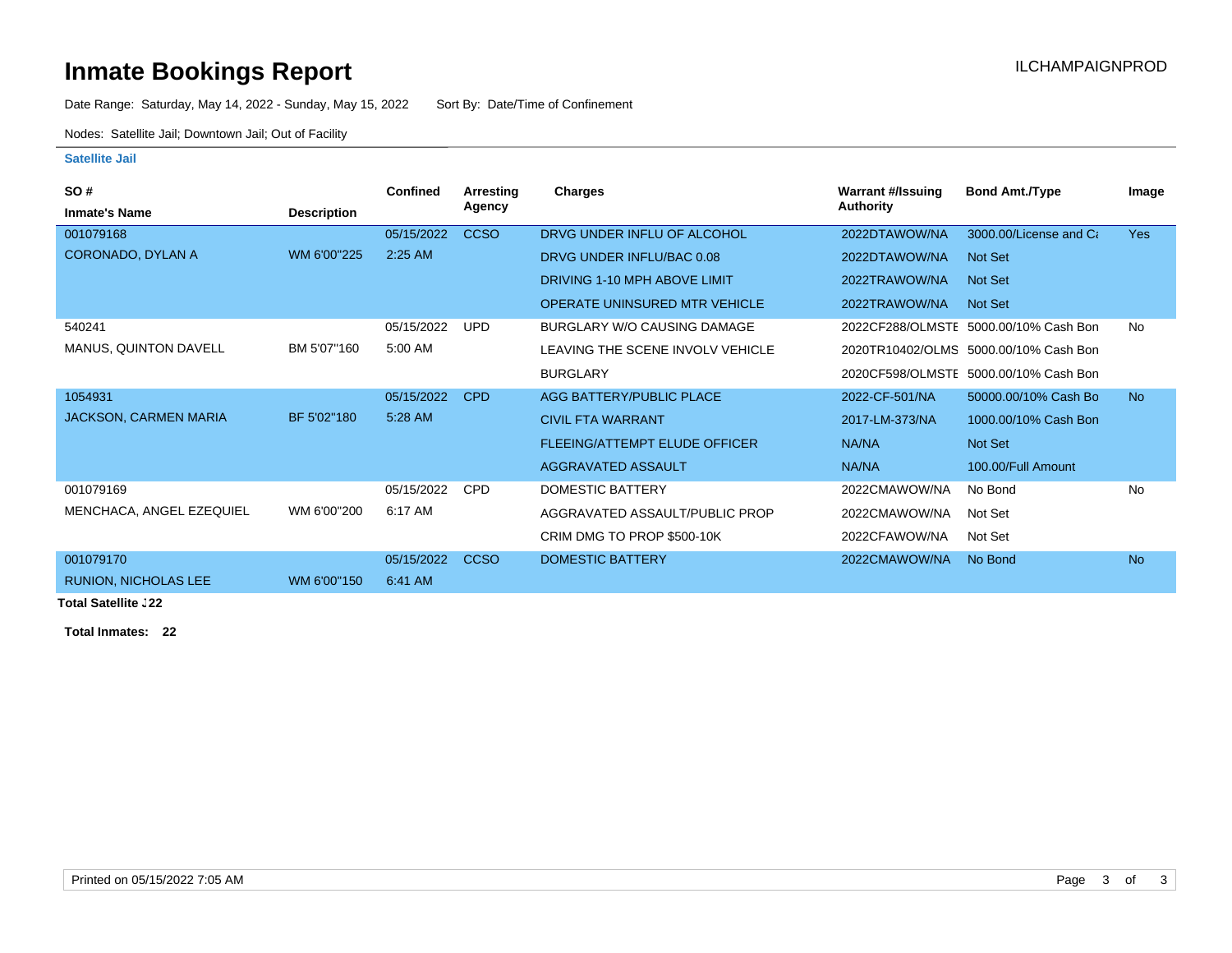# Inmate Bookings Report

ILCHAMPAIGNPROD

Date Range: Saturday, May 14, 2022 - Sunday, May 15, 2022 Sort By: Date/Time of Confinement

Nodes: Satellite Jail; Downtown Jail; Out of Facility

### Satellite Jail

| SO # / Inmate's Name | Description | Confined | Arresting Agency | Charges | Warrant #/Issuing Authority | Bond Amt./Type | Image |
|---|---|---|---|---|---|---|---|
| 001079168 | | 05/15/2022 | CCSO | DRVG UNDER INFLU OF ALCOHOL | 2022DTAWOW/NA | 3000.00/License and Ca | Yes |
| CORONADO, DYLAN A | WM 6'00"225 | 2:25 AM | | DRVG UNDER INFLU/BAC 0.08 | 2022DTAWOW/NA | Not Set | |
| | | | | DRIVING 1-10 MPH ABOVE LIMIT | 2022TRAWOW/NA | Not Set | |
| | | | | OPERATE UNINSURED MTR VEHICLE | 2022TRAWOW/NA | Not Set | |
| 540241 | | 05/15/2022 | UPD | BURGLARY W/O CAUSING DAMAGE | 2022CF288/OLMSTE | 5000.00/10% Cash Bon | No |
| MANUS, QUINTON DAVELL | BM 5'07"160 | 5:00 AM | | LEAVING THE SCENE INVOLV VEHICLE | 2020TR10402/OLMS | 5000.00/10% Cash Bon | |
| | | | | BURGLARY | 2020CF598/OLMSTE | 5000.00/10% Cash Bon | |
| 1054931 | | 05/15/2022 | CPD | AGG BATTERY/PUBLIC PLACE | 2022-CF-501/NA | 50000.00/10% Cash Bo | No |
| JACKSON, CARMEN MARIA | BF 5'02"180 | 5:28 AM | | CIVIL FTA WARRANT | 2017-LM-373/NA | 1000.00/10% Cash Bon | |
| | | | | FLEEING/ATTEMPT ELUDE OFFICER | NA/NA | Not Set | |
| | | | | AGGRAVATED ASSAULT | NA/NA | 100.00/Full Amount | |
| 001079169 | | 05/15/2022 | CPD | DOMESTIC BATTERY | 2022CMAWOW/NA | No Bond | No |
| MENCHACA, ANGEL EZEQUIEL | WM 6'00"200 | 6:17 AM | | AGGRAVATED ASSAULT/PUBLIC PROP | 2022CMAWOW/NA | Not Set | |
| | | | | CRIM DMG TO PROP $500-10K | 2022CFAWOW/NA | Not Set | |
| 001079170 | | 05/15/2022 | CCSO | DOMESTIC BATTERY | 2022CMAWOW/NA | No Bond | No |
| RUNION, NICHOLAS LEE | WM 6'00"150 | 6:41 AM | | | | | |

**Total Satellite J22**

**Total Inmates: 22**

Printed on 05/15/2022 7:05 AM